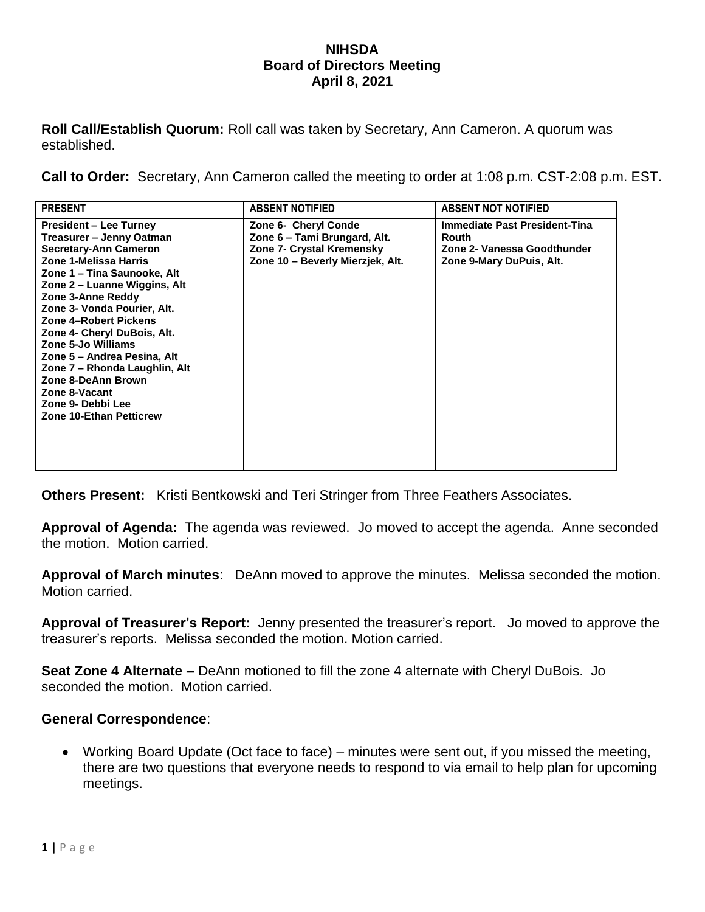**NIHSDA**
**Board of Directors Meeting**
**April 8, 2021**

**Roll Call/Establish Quorum:** Roll call was taken by Secretary, Ann Cameron. A quorum was established.

**Call to Order:** Secretary, Ann Cameron called the meeting to order at 1:08 p.m. CST-2:08 p.m. EST.

| PRESENT | ABSENT NOTIFIED | ABSENT NOT NOTIFIED |
|---|---|---|
| President – Lee Turney<br>Treasurer – Jenny Oatman<br>Secretary-Ann Cameron<br>Zone 1-Melissa Harris<br>Zone 1 – Tina Saunooke, Alt<br>Zone 2 – Luanne Wiggins, Alt<br>Zone 3-Anne Reddy<br>Zone 3- Vonda Pourier, Alt.<br>Zone 4–Robert Pickens<br>Zone 4- Cheryl DuBois, Alt.<br>Zone 5-Jo Williams<br>Zone 5 – Andrea Pesina, Alt<br>Zone 7 – Rhonda Laughlin, Alt<br>Zone 8-DeAnn Brown<br>Zone 8-Vacant<br>Zone 9- Debbi Lee<br>Zone 10-Ethan Petticrew | Zone 6- Cheryl Conde<br>Zone 6 – Tami Brungard, Alt.<br>Zone 7- Crystal Kremensky<br>Zone 10 – Beverly Mierzjek, Alt. | Immediate Past President-Tina Routh<br>Zone 2- Vanessa Goodthunder<br>Zone 9-Mary DuPuis, Alt. |

**Others Present:** Kristi Bentkowski and Teri Stringer from Three Feathers Associates.

**Approval of Agenda:** The agenda was reviewed. Jo moved to accept the agenda. Anne seconded the motion. Motion carried.

**Approval of March minutes**: DeAnn moved to approve the minutes. Melissa seconded the motion. Motion carried.

**Approval of Treasurer's Report:** Jenny presented the treasurer's report. Jo moved to approve the treasurer's reports. Melissa seconded the motion. Motion carried.

**Seat Zone 4 Alternate –** DeAnn motioned to fill the zone 4 alternate with Cheryl DuBois. Jo seconded the motion. Motion carried.

**General Correspondence**:

- Working Board Update (Oct face to face) – minutes were sent out, if you missed the meeting, there are two questions that everyone needs to respond to via email to help plan for upcoming meetings.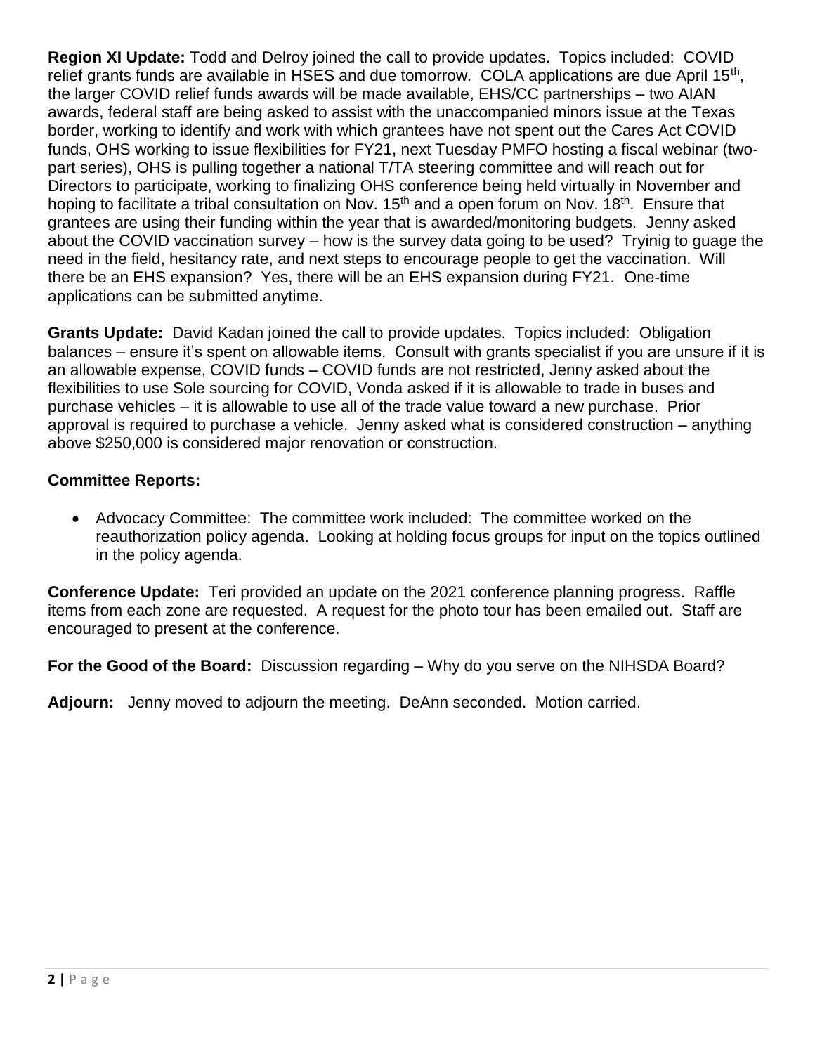**Region XI Update:** Todd and Delroy joined the call to provide updates. Topics included: COVID relief grants funds are available in HSES and due tomorrow. COLA applications are due April 15th, the larger COVID relief funds awards will be made available, EHS/CC partnerships – two AIAN awards, federal staff are being asked to assist with the unaccompanied minors issue at the Texas border, working to identify and work with which grantees have not spent out the Cares Act COVID funds, OHS working to issue flexibilities for FY21, next Tuesday PMFO hosting a fiscal webinar (two-part series), OHS is pulling together a national T/TA steering committee and will reach out for Directors to participate, working to finalizing OHS conference being held virtually in November and hoping to facilitate a tribal consultation on Nov. 15th and a open forum on Nov. 18th. Ensure that grantees are using their funding within the year that is awarded/monitoring budgets. Jenny asked about the COVID vaccination survey – how is the survey data going to be used? Tryinig to guage the need in the field, hesitancy rate, and next steps to encourage people to get the vaccination. Will there be an EHS expansion? Yes, there will be an EHS expansion during FY21. One-time applications can be submitted anytime.

**Grants Update:** David Kadan joined the call to provide updates. Topics included: Obligation balances – ensure it's spent on allowable items. Consult with grants specialist if you are unsure if it is an allowable expense, COVID funds – COVID funds are not restricted, Jenny asked about the flexibilities to use Sole sourcing for COVID, Vonda asked if it is allowable to trade in buses and purchase vehicles – it is allowable to use all of the trade value toward a new purchase. Prior approval is required to purchase a vehicle. Jenny asked what is considered construction – anything above $250,000 is considered major renovation or construction.

**Committee Reports:**

- Advocacy Committee: The committee work included: The committee worked on the reauthorization policy agenda. Looking at holding focus groups for input on the topics outlined in the policy agenda.

**Conference Update:** Teri provided an update on the 2021 conference planning progress. Raffle items from each zone are requested. A request for the photo tour has been emailed out. Staff are encouraged to present at the conference.

**For the Good of the Board:** Discussion regarding – Why do you serve on the NIHSDA Board?

**Adjourn:** Jenny moved to adjourn the meeting. DeAnn seconded. Motion carried.